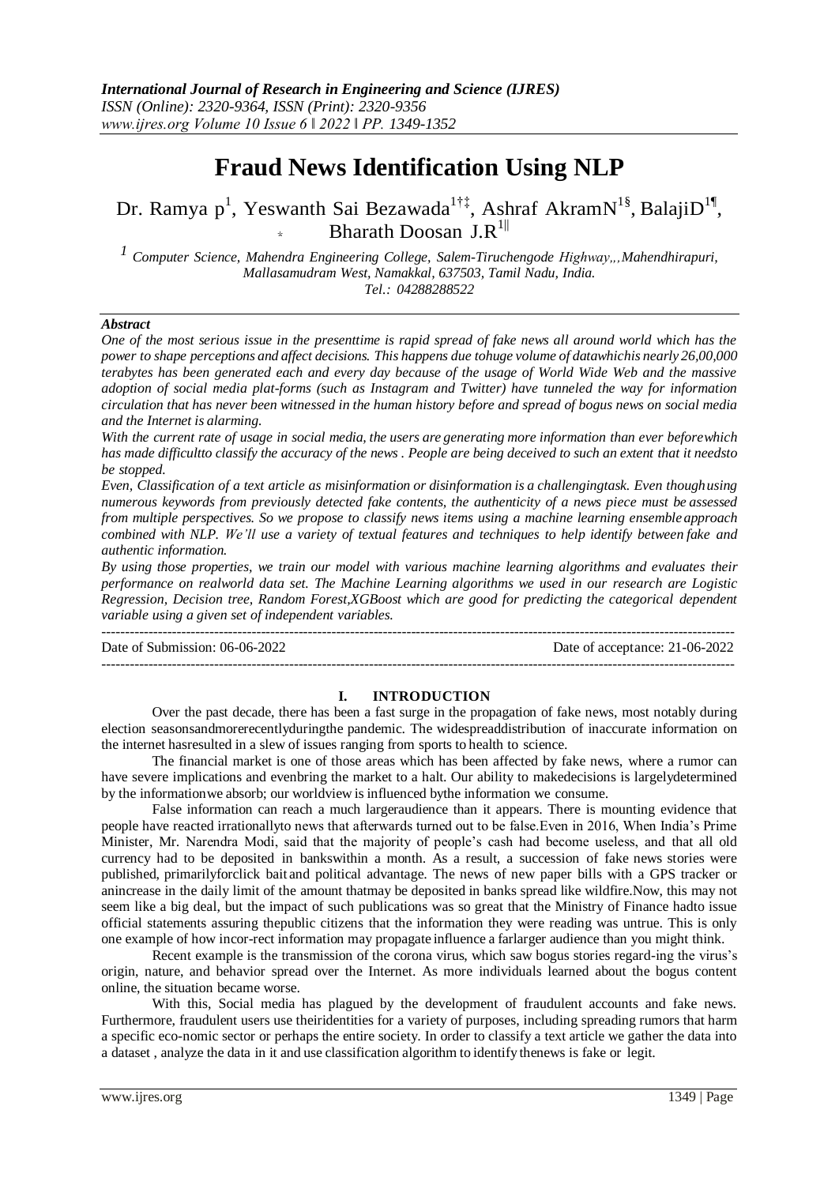# Fraud News Identification Using NLP

Dr. Ramya p[1], Yeswanth Sai Bezawada[1†‡], Ashraf AkramN[1§], BalajiD[1¶], Bharath Doosan J.R[1||]

[1] Computer Science, Mahendra Engineering College, Salem-Tiruchengode Highway,,,Mahendhirapuri, Mallasamudram West, Namakkal, 637503, Tamil Nadu, India.
Tel.: 04288288522

### *Abstract*

*One of the most serious issue in the presenttime is rapid spread of fake news all around world which has the power to shape perceptions and affect decisions. This happens due tohuge volume of datawhichis nearly 26,00,000 terabytes has been generated each and every day because of the usage of World Wide Web and the massive adoption of social media plat-forms (such as Instagram and Twitter) have tunneled the way for information circulation that has never been witnessed in the human history before and spread of bogus news on social media and the Internet is alarming.*

*With the current rate of usage in social media, the users are generating more information than ever beforewhich has made difficultto classify the accuracy of the news . People are being deceived to such an extent that it needsto be stopped.*

*Even, Classification of a text article as misinformation or disinformation is a challengingtask. Even thoughusing numerous keywords from previously detected fake contents, the authenticity of a news piece must be assessed from multiple perspectives. So we propose to classify news items using a machine learning ensemble approach combined with NLP. We'll use a variety of textual features and techniques to help identify between fake and authentic information.*

*By using those properties, we train our model with various machine learning algorithms and evaluates their performance on realworld data set. The Machine Learning algorithms we used in our research are Logistic Regression, Decision tree, Random Forest,XGBoost which are good for predicting the categorical dependent variable using a given set of independent variables.*

---

Date of Submission: 06-06-2022 Date of acceptance: 21-06-2022

---

## I. INTRODUCTION

Over the past decade, there has been a fast surge in the propagation of fake news, most notably during election seasonsandmorerecentlyduringthe pandemic. The widespreaddistribution of inaccurate information on the internet hasresulted in a slew of issues ranging from sports to health to science.

The financial market is one of those areas which has been affected by fake news, where a rumor can have severe implications and evenbring the market to a halt. Our ability to makedecisions is largelydetermined by the informationwe absorb; our worldview is influenced bythe information we consume.

False information can reach a much largeraudience than it appears. There is mounting evidence that people have reacted irrationallyto news that afterwards turned out to be false.Even in 2016, When India's Prime Minister, Mr. Narendra Modi, said that the majority of people's cash had become useless, and that all old currency had to be deposited in bankswithin a month. As a result, a succession of fake news stories were published, primarilyforclick bait and political advantage. The news of new paper bills with a GPS tracker or anincrease in the daily limit of the amount thatmay be deposited in banks spread like wildfire.Now, this may not seem like a big deal, but the impact of such publications was so great that the Ministry of Finance hadto issue official statements assuring thepublic citizens that the information they were reading was untrue. This is only one example of how incor-rect information may propagate influence a farlarger audience than you might think.

Recent example is the transmission of the corona virus, which saw bogus stories regard-ing the virus's origin, nature, and behavior spread over the Internet. As more individuals learned about the bogus content online, the situation became worse.

With this, Social media has plagued by the development of fraudulent accounts and fake news. Furthermore, fraudulent users use theiridentities for a variety of purposes, including spreading rumors that harm a specific eco-nomic sector or perhaps the entire society. In order to classify a text article we gather the data into a dataset , analyze the data in it and use classification algorithm to identify thenews is fake or legit.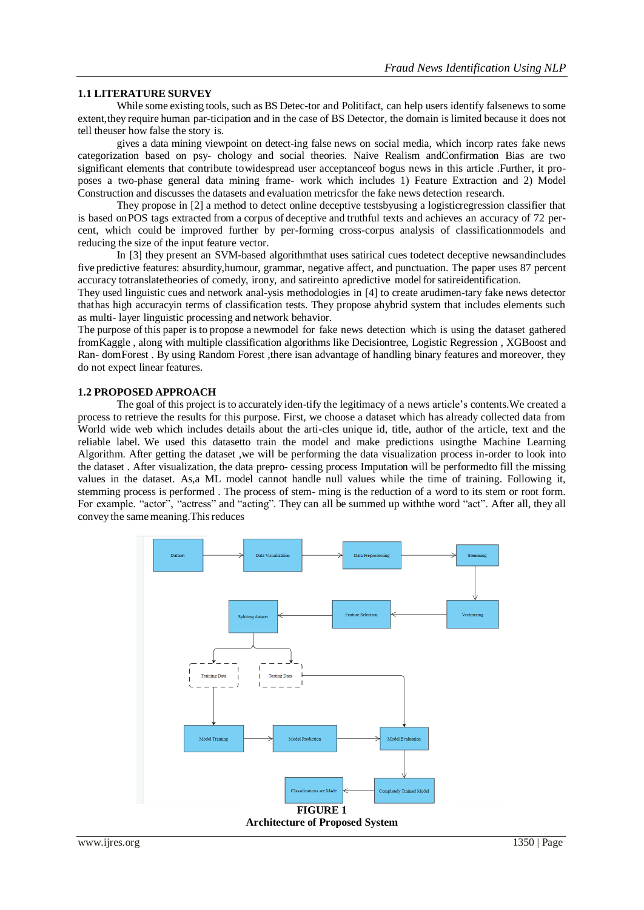## 1.1 LITERATURE SURVEY

While some existing tools, such as BS Detec-tor and Politifact, can help users identify falsenews to some extent,they require human par-ticipation and in the case of BS Detector, the domain is limited because it does not tell theuser how false the story is.

gives a data mining viewpoint on detect-ing false news on social media, which incorp rates fake news categorization based on psy- chology and social theories. Naive Realism andConfirmation Bias are two significant elements that contribute towidespread user acceptanceof bogus news in this article .Further, it pro-poses a two-phase general data mining frame- work which includes 1) Feature Extraction and 2) Model Construction and discusses the datasets and evaluation metricsfor the fake news detection research.

They propose in [2] a method to detect online deceptive testsbyusing a logisticregression classifier that is based onPOS tags extracted from a corpus of deceptive and truthful texts and achieves an accuracy of 72 per-cent, which could be improved further by per-forming cross-corpus analysis of classificationmodels and reducing the size of the input feature vector.

In [3] they present an SVM-based algorithmthat uses satirical cues todetect deceptive newsandincludes five predictive features: absurdity,humour, grammar, negative affect, and punctuation. The paper uses 87 percent accuracy totranslatetheories of comedy, irony, and satireinto apredictive model for satireidentification.

They used linguistic cues and network anal-ysis methodologies in [4] to create arudimen-tary fake news detector thathas high accuracyin terms of classification tests. They propose ahybrid system that includes elements such as multi- layer linguistic processing and network behavior.

The purpose of this paper is to propose a newmodel for fake news detection which is using the dataset gathered fromKaggle , along with multiple classification algorithms like Decisiontree, Logistic Regression , XGBoost and Ran- domForest . By using Random Forest ,there isan advantage of handling binary features and moreover, they do not expect linear features.

## 1.2 PROPOSED APPROACH

The goal of this project is to accurately iden-tify the legitimacy of a news article's contents.We created a process to retrieve the results for this purpose. First, we choose a dataset which has already collected data from World wide web which includes details about the arti-cles unique id, title, author of the article, text and the reliable label. We used this datasetto train the model and make predictions usingthe Machine Learning Algorithm. After getting the dataset ,we will be performing the data visualization process in-order to look into the dataset . After visualization, the data prepro- cessing process Imputation will be performedto fill the missing values in the dataset. As,a ML model cannot handle null values while the time of training. Following it, stemming process is performed . The process of stem- ming is the reduction of a word to its stem or root form. For example. "actor", "actress" and "acting". They can all be summed up withthe word "act". After all, they all convey the same meaning.This reduces

Dataset → Data Visualization → Data Preprocessing → Stemming → Vectorizing → Feature Selection → Splitting dataset → Training Data / Testing Data; Training Data → Model Training → Model Prediction → Model Evaluation (also from Testing Data) → Completely Trained Model → Classifications are Made

**FIGURE 1**
**Architecture of Proposed System**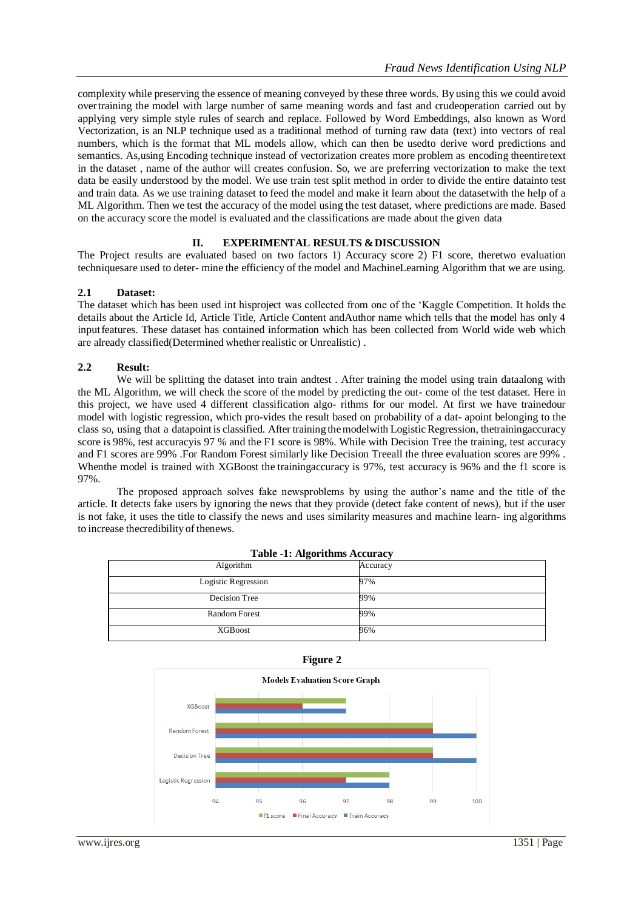complexity while preserving the essence of meaning conveyed by these three words. By using this we could avoid over training the model with large number of same meaning words and fast and crudeoperation carried out by applying very simple style rules of search and replace. Followed by Word Embeddings, also known as Word Vectorization, is an NLP technique used as a traditional method of turning raw data (text) into vectors of real numbers, which is the format that ML models allow, which can then be usedto derive word predictions and semantics. As,using Encoding technique instead of vectorization creates more problem as encoding theentiretext in the dataset , name of the author will creates confusion. So, we are preferring vectorization to make the text data be easily understood by the model. We use train test split method in order to divide the entire datainto test and train data. As we use training dataset to feed the model and make it learn about the datasetwith the help of a ML Algorithm. Then we test the accuracy of the model using the test dataset, where predictions are made. Based on the accuracy score the model is evaluated and the classifications are made about the given data

## II. EXPERIMENTAL RESULTS & DISCUSSION

The Project results are evaluated based on two factors 1) Accuracy score 2) F1 score, theretwo evaluation techniquesare used to deter- mine the efficiency of the model and MachineLearning Algorithm that we are using.

### 2.1 Dataset:

The dataset which has been used int hisproject was collected from one of the 'Kaggle Competition. It holds the details about the Article Id, Article Title, Article Content andAuthor name which tells that the model has only 4 inputfeatures. These dataset has contained information which has been collected from World wide web which are already classified(Determined whether realistic or Unrealistic) .

### 2.2 Result:

We will be splitting the dataset into train andtest . After training the model using train dataalong with the ML Algorithm, we will check the score of the model by predicting the out- come of the test dataset. Here in this project, we have used 4 different classification algo- rithms for our model. At first we have trainedour model with logistic regression, which pro-vides the result based on probability of a dat- apoint belonging to the class so, using that a datapoint is classified. After training the modelwith Logistic Regression, thetrainingaccuracy score is 98%, test accuracyis 97 % and the F1 score is 98%. While with Decision Tree the training, test accuracy and F1 scores are 99% .For Random Forest similarly like Decision Treeall the three evaluation scores are 99% . Whenthe model is trained with XGBoost the trainingaccuracy is 97%, test accuracy is 96% and the f1 score is 97%.

The proposed approach solves fake newsproblems by using the author's name and the title of the article. It detects fake users by ignoring the news that they provide (detect fake content of news), but if the user is not fake, it uses the title to classify the news and uses similarity measures and machine learn- ing algorithms to increase thecredibility of thenews.

**Table -1: Algorithms Accuracy**

| Algorithm | Accuracy |
|---|---|
| Logistic Regression | 97% |
| Decision Tree | 99% |
| Random Forest | 99% |
| XGBoost | 96% |

**Figure 2**

Models Evaluation Score Graph

| Model | f1 score | Final Accuracy | Train Accuracy |
|---|---|---|---|
| XGBoost | 97 | 96 | 97 |
| Random Forest | 99 | 99 | 100 |
| Decision Tree | 99 | 99 | 100 |
| Logistic Regression | 98 | 97 | 98 |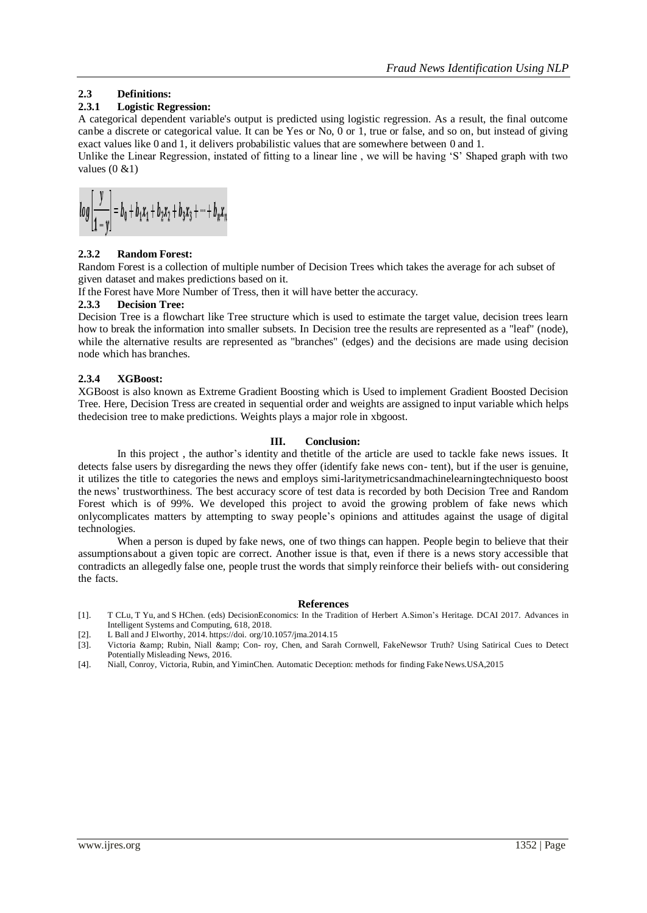### 2.3 Definitions:

#### 2.3.1 Logistic Regression:

A categorical dependent variable's output is predicted using logistic regression. As a result, the final outcome canbe a discrete or categorical value. It can be Yes or No, 0 or 1, true or false, and so on, but instead of giving exact values like 0 and 1, it delivers probabilistic values that are somewhere between 0 and 1.

Unlike the Linear Regression, instated of fitting to a linear line , we will be having 'S' Shaped graph with two values (0 &1)

$$log\left[\frac{y}{1-y}\right] = b_0 + b_1x_1 + b_2x_2 + b_3x_3 + \cdots + b_nx_n$$

#### 2.3.2 Random Forest:

Random Forest is a collection of multiple number of Decision Trees which takes the average for ach subset of given dataset and makes predictions based on it.

If the Forest have More Number of Tress, then it will have better the accuracy.

#### 2.3.3 Decision Tree:

Decision Tree is a flowchart like Tree structure which is used to estimate the target value, decision trees learn how to break the information into smaller subsets. In Decision tree the results are represented as a "leaf" (node), while the alternative results are represented as "branches" (edges) and the decisions are made using decision node which has branches.

#### 2.3.4 XGBoost:

XGBoost is also known as Extreme Gradient Boosting which is Used to implement Gradient Boosted Decision Tree. Here, Decision Tress are created in sequential order and weights are assigned to input variable which helps thedecision tree to make predictions. Weights plays a major role in xbgoost.

## III. Conclusion:

In this project , the author's identity and thetitle of the article are used to tackle fake news issues. It detects false users by disregarding the news they offer (identify fake news con- tent), but if the user is genuine, it utilizes the title to categories the news and employs simi-laritymetricsandmachinelearningtechniquesto boost the news' trustworthiness. The best accuracy score of test data is recorded by both Decision Tree and Random Forest which is of 99%. We developed this project to avoid the growing problem of fake news which onlycomplicates matters by attempting to sway people's opinions and attitudes against the usage of digital technologies.

When a person is duped by fake news, one of two things can happen. People begin to believe that their assumptionsabout a given topic are correct. Another issue is that, even if there is a news story accessible that contradicts an allegedly false one, people trust the words that simply reinforce their beliefs with- out considering the facts.

## References

[1]. T CLu, T Yu, and S HChen. (eds) DecisionEconomics: In the Tradition of Herbert A.Simon's Heritage. DCAI 2017. Advances in Intelligent Systems and Computing, 618, 2018.

[2]. L Ball and J Elworthy, 2014. https://doi. org/10.1057/jma.2014.15

[3]. Victoria &amp; Rubin, Niall &amp; Con- roy, Chen, and Sarah Cornwell, FakeNewsor Truth? Using Satirical Cues to Detect Potentially Misleading News, 2016.

[4]. Niall, Conroy, Victoria, Rubin, and YiminChen. Automatic Deception: methods for finding Fake News.USA,2015